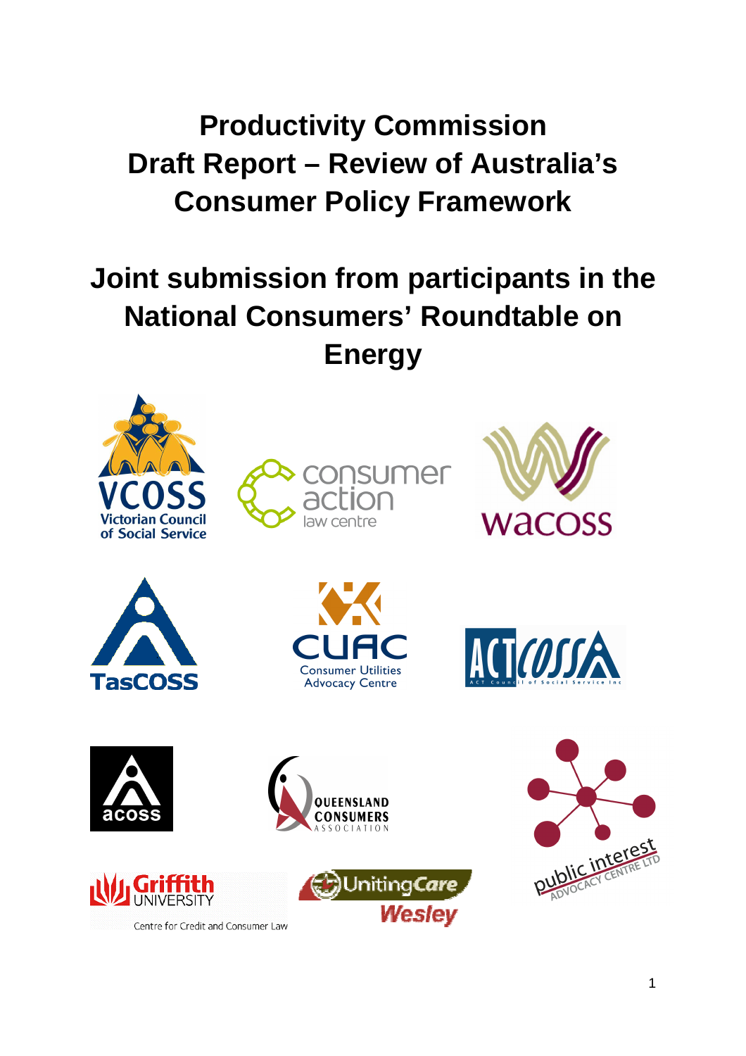# Productivity Commission Draft Report – Review of Australia's Consumer Policy Framework

# Joint submission from participants in the National Consumers' Roundtable on Energy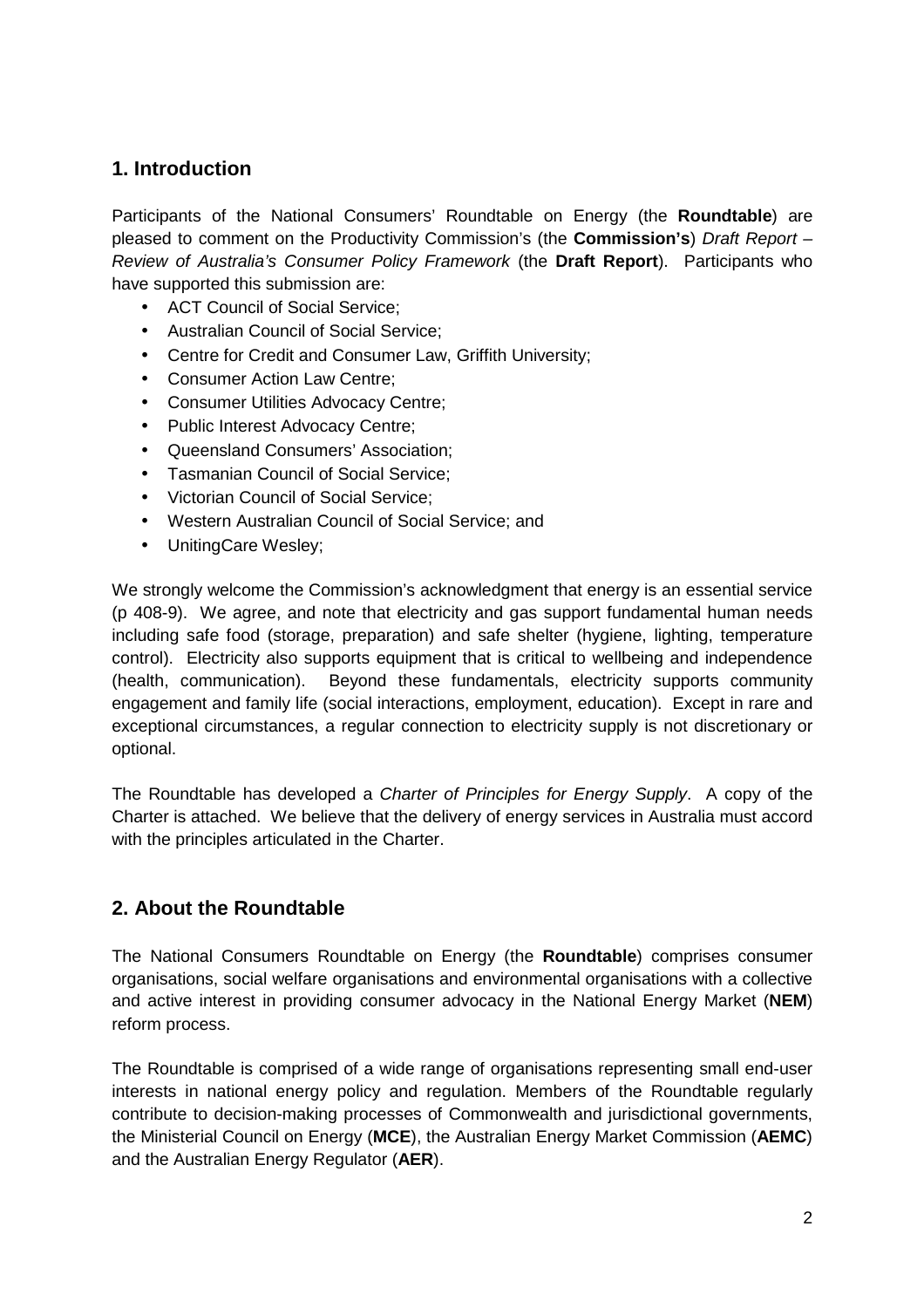## 1. Introduction

Participants of the National Consumers' Roundtable on Energy (the **Roundtable**) are pleased to comment on the Productivity Commission's (the **Commission's**) *Draft Report – Review of Australia's Consumer Policy Framework* (the **Draft Report**). Participants who have supported this submission are:

- ACT Council of Social Service;
- Australian Council of Social Service;
- Centre for Credit and Consumer Law, Griffith University;
- Consumer Action Law Centre;
- Consumer Utilities Advocacy Centre;
- Public Interest Advocacy Centre;
- Queensland Consumers' Association;
- Tasmanian Council of Social Service;
- Victorian Council of Social Service;
- Western Australian Council of Social Service; and
- UnitingCare Wesley;

We strongly welcome the Commission's acknowledgment that energy is an essential service (p 408-9). We agree, and note that electricity and gas support fundamental human needs including safe food (storage, preparation) and safe shelter (hygiene, lighting, temperature control). Electricity also supports equipment that is critical to wellbeing and independence (health, communication). Beyond these fundamentals, electricity supports community engagement and family life (social interactions, employment, education). Except in rare and exceptional circumstances, a regular connection to electricity supply is not discretionary or optional.

The Roundtable has developed a *Charter of Principles for Energy Supply*. A copy of the Charter is attached. We believe that the delivery of energy services in Australia must accord with the principles articulated in the Charter.

## 2. About the Roundtable

The National Consumers Roundtable on Energy (the **Roundtable**) comprises consumer organisations, social welfare organisations and environmental organisations with a collective and active interest in providing consumer advocacy in the National Energy Market (**NEM**) reform process.

The Roundtable is comprised of a wide range of organisations representing small end-user interests in national energy policy and regulation. Members of the Roundtable regularly contribute to decision-making processes of Commonwealth and jurisdictional governments, the Ministerial Council on Energy (**MCE**), the Australian Energy Market Commission (**AEMC**) and the Australian Energy Regulator (**AER**).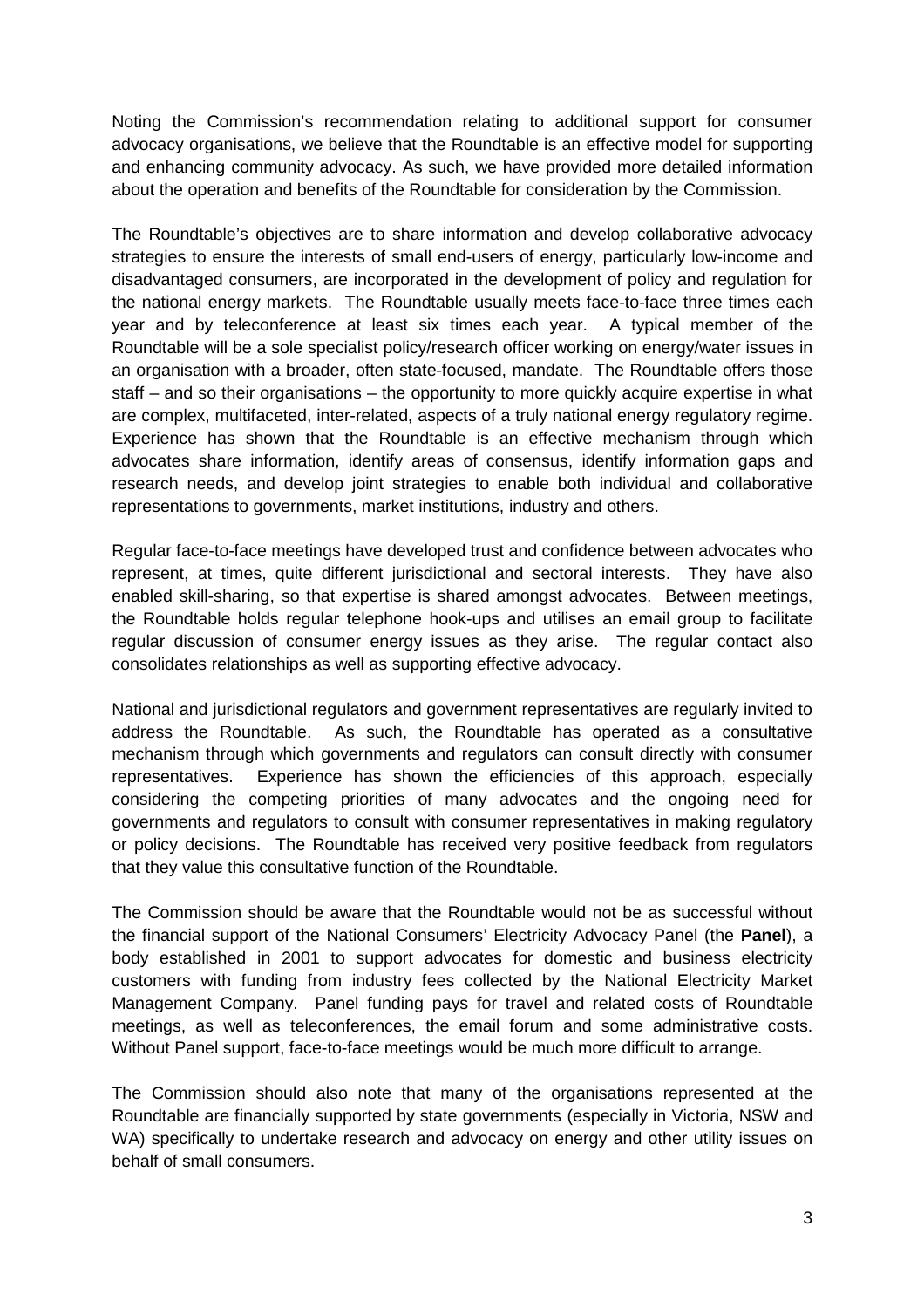Noting the Commission's recommendation relating to additional support for consumer advocacy organisations, we believe that the Roundtable is an effective model for supporting and enhancing community advocacy. As such, we have provided more detailed information about the operation and benefits of the Roundtable for consideration by the Commission.

The Roundtable's objectives are to share information and develop collaborative advocacy strategies to ensure the interests of small end-users of energy, particularly low-income and disadvantaged consumers, are incorporated in the development of policy and regulation for the national energy markets. The Roundtable usually meets face-to-face three times each year and by teleconference at least six times each year. A typical member of the Roundtable will be a sole specialist policy/research officer working on energy/water issues in an organisation with a broader, often state-focused, mandate. The Roundtable offers those staff – and so their organisations – the opportunity to more quickly acquire expertise in what are complex, multifaceted, inter-related, aspects of a truly national energy regulatory regime. Experience has shown that the Roundtable is an effective mechanism through which advocates share information, identify areas of consensus, identify information gaps and research needs, and develop joint strategies to enable both individual and collaborative representations to governments, market institutions, industry and others.

Regular face-to-face meetings have developed trust and confidence between advocates who represent, at times, quite different jurisdictional and sectoral interests. They have also enabled skill-sharing, so that expertise is shared amongst advocates. Between meetings, the Roundtable holds regular telephone hook-ups and utilises an email group to facilitate regular discussion of consumer energy issues as they arise. The regular contact also consolidates relationships as well as supporting effective advocacy.

National and jurisdictional regulators and government representatives are regularly invited to address the Roundtable. As such, the Roundtable has operated as a consultative mechanism through which governments and regulators can consult directly with consumer representatives. Experience has shown the efficiencies of this approach, especially considering the competing priorities of many advocates and the ongoing need for governments and regulators to consult with consumer representatives in making regulatory or policy decisions. The Roundtable has received very positive feedback from regulators that they value this consultative function of the Roundtable.

The Commission should be aware that the Roundtable would not be as successful without the financial support of the National Consumers' Electricity Advocacy Panel (the **Panel**), a body established in 2001 to support advocates for domestic and business electricity customers with funding from industry fees collected by the National Electricity Market Management Company. Panel funding pays for travel and related costs of Roundtable meetings, as well as teleconferences, the email forum and some administrative costs. Without Panel support, face-to-face meetings would be much more difficult to arrange.

The Commission should also note that many of the organisations represented at the Roundtable are financially supported by state governments (especially in Victoria, NSW and WA) specifically to undertake research and advocacy on energy and other utility issues on behalf of small consumers.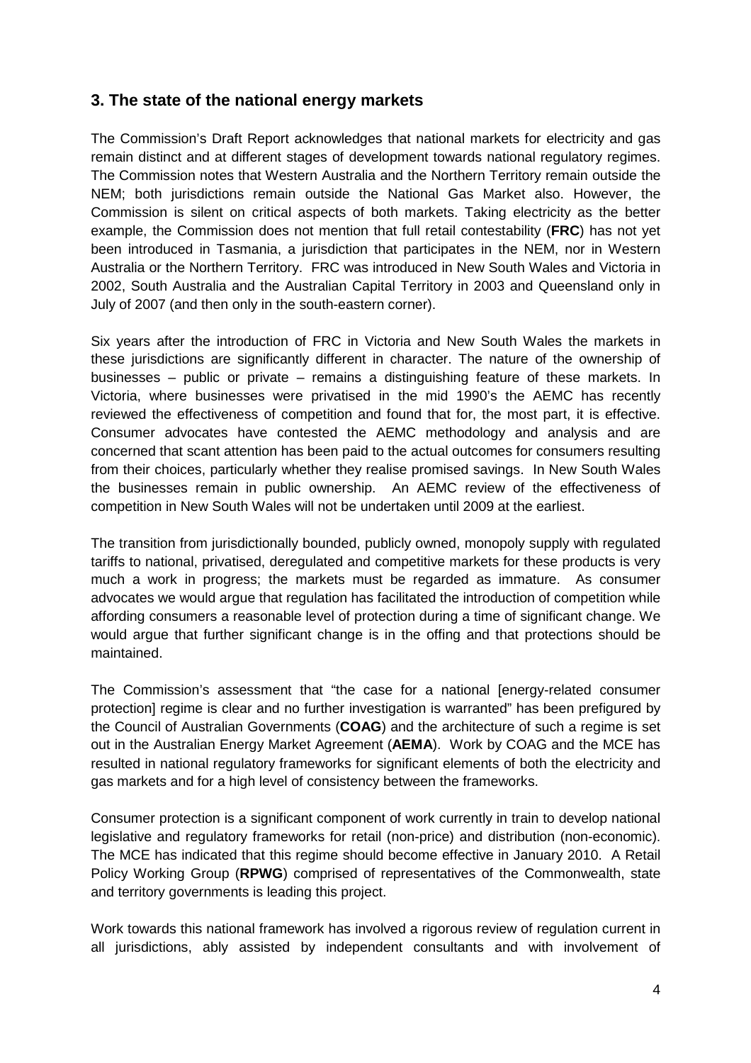## 3. The state of the national energy markets

The Commission's Draft Report acknowledges that national markets for electricity and gas remain distinct and at different stages of development towards national regulatory regimes. The Commission notes that Western Australia and the Northern Territory remain outside the NEM; both jurisdictions remain outside the National Gas Market also. However, the Commission is silent on critical aspects of both markets. Taking electricity as the better example, the Commission does not mention that full retail contestability (**FRC**) has not yet been introduced in Tasmania, a jurisdiction that participates in the NEM, nor in Western Australia or the Northern Territory. FRC was introduced in New South Wales and Victoria in 2002, South Australia and the Australian Capital Territory in 2003 and Queensland only in July of 2007 (and then only in the south-eastern corner).

Six years after the introduction of FRC in Victoria and New South Wales the markets in these jurisdictions are significantly different in character. The nature of the ownership of businesses – public or private – remains a distinguishing feature of these markets. In Victoria, where businesses were privatised in the mid 1990's the AEMC has recently reviewed the effectiveness of competition and found that for, the most part, it is effective. Consumer advocates have contested the AEMC methodology and analysis and are concerned that scant attention has been paid to the actual outcomes for consumers resulting from their choices, particularly whether they realise promised savings. In New South Wales the businesses remain in public ownership. An AEMC review of the effectiveness of competition in New South Wales will not be undertaken until 2009 at the earliest.

The transition from jurisdictionally bounded, publicly owned, monopoly supply with regulated tariffs to national, privatised, deregulated and competitive markets for these products is very much a work in progress; the markets must be regarded as immature. As consumer advocates we would argue that regulation has facilitated the introduction of competition while affording consumers a reasonable level of protection during a time of significant change. We would argue that further significant change is in the offing and that protections should be maintained.

The Commission's assessment that "the case for a national [energy-related consumer protection] regime is clear and no further investigation is warranted" has been prefigured by the Council of Australian Governments (**COAG**) and the architecture of such a regime is set out in the Australian Energy Market Agreement (**AEMA**). Work by COAG and the MCE has resulted in national regulatory frameworks for significant elements of both the electricity and gas markets and for a high level of consistency between the frameworks.

Consumer protection is a significant component of work currently in train to develop national legislative and regulatory frameworks for retail (non-price) and distribution (non-economic). The MCE has indicated that this regime should become effective in January 2010. A Retail Policy Working Group (**RPWG**) comprised of representatives of the Commonwealth, state and territory governments is leading this project.

Work towards this national framework has involved a rigorous review of regulation current in all jurisdictions, ably assisted by independent consultants and with involvement of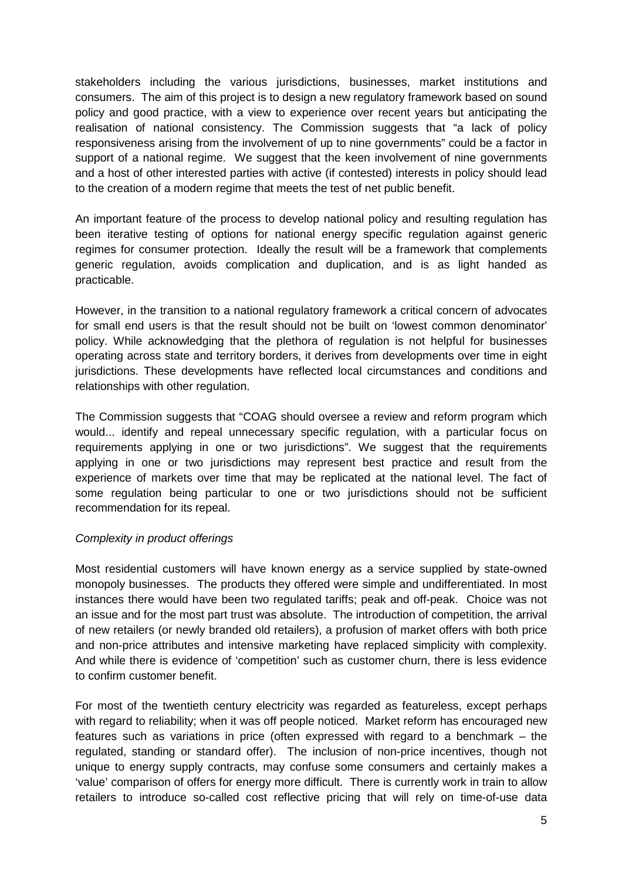stakeholders including the various jurisdictions, businesses, market institutions and consumers. The aim of this project is to design a new regulatory framework based on sound policy and good practice, with a view to experience over recent years but anticipating the realisation of national consistency. The Commission suggests that "a lack of policy responsiveness arising from the involvement of up to nine governments" could be a factor in support of a national regime. We suggest that the keen involvement of nine governments and a host of other interested parties with active (if contested) interests in policy should lead to the creation of a modern regime that meets the test of net public benefit.

An important feature of the process to develop national policy and resulting regulation has been iterative testing of options for national energy specific regulation against generic regimes for consumer protection. Ideally the result will be a framework that complements generic regulation, avoids complication and duplication, and is as light handed as practicable.

However, in the transition to a national regulatory framework a critical concern of advocates for small end users is that the result should not be built on 'lowest common denominator' policy. While acknowledging that the plethora of regulation is not helpful for businesses operating across state and territory borders, it derives from developments over time in eight jurisdictions. These developments have reflected local circumstances and conditions and relationships with other regulation.

The Commission suggests that "COAG should oversee a review and reform program which would... identify and repeal unnecessary specific regulation, with a particular focus on requirements applying in one or two jurisdictions". We suggest that the requirements applying in one or two jurisdictions may represent best practice and result from the experience of markets over time that may be replicated at the national level. The fact of some regulation being particular to one or two jurisdictions should not be sufficient recommendation for its repeal.

*Complexity in product offerings*

Most residential customers will have known energy as a service supplied by state-owned monopoly businesses. The products they offered were simple and undifferentiated. In most instances there would have been two regulated tariffs; peak and off-peak. Choice was not an issue and for the most part trust was absolute. The introduction of competition, the arrival of new retailers (or newly branded old retailers), a profusion of market offers with both price and non-price attributes and intensive marketing have replaced simplicity with complexity. And while there is evidence of 'competition' such as customer churn, there is less evidence to confirm customer benefit.

For most of the twentieth century electricity was regarded as featureless, except perhaps with regard to reliability; when it was off people noticed. Market reform has encouraged new features such as variations in price (often expressed with regard to a benchmark – the regulated, standing or standard offer). The inclusion of non-price incentives, though not unique to energy supply contracts, may confuse some consumers and certainly makes a 'value' comparison of offers for energy more difficult. There is currently work in train to allow retailers to introduce so-called cost reflective pricing that will rely on time-of-use data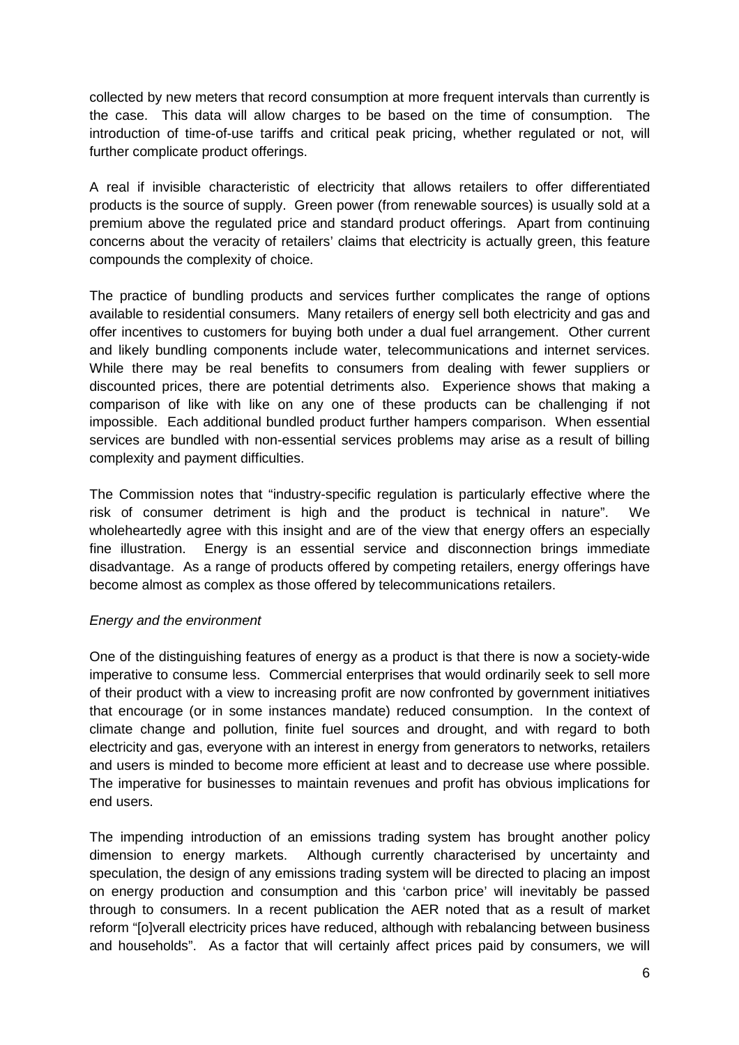collected by new meters that record consumption at more frequent intervals than currently is the case. This data will allow charges to be based on the time of consumption. The introduction of time-of-use tariffs and critical peak pricing, whether regulated or not, will further complicate product offerings.

A real if invisible characteristic of electricity that allows retailers to offer differentiated products is the source of supply. Green power (from renewable sources) is usually sold at a premium above the regulated price and standard product offerings. Apart from continuing concerns about the veracity of retailers' claims that electricity is actually green, this feature compounds the complexity of choice.

The practice of bundling products and services further complicates the range of options available to residential consumers. Many retailers of energy sell both electricity and gas and offer incentives to customers for buying both under a dual fuel arrangement. Other current and likely bundling components include water, telecommunications and internet services. While there may be real benefits to consumers from dealing with fewer suppliers or discounted prices, there are potential detriments also. Experience shows that making a comparison of like with like on any one of these products can be challenging if not impossible. Each additional bundled product further hampers comparison. When essential services are bundled with non-essential services problems may arise as a result of billing complexity and payment difficulties.

The Commission notes that "industry-specific regulation is particularly effective where the risk of consumer detriment is high and the product is technical in nature". We wholeheartedly agree with this insight and are of the view that energy offers an especially fine illustration. Energy is an essential service and disconnection brings immediate disadvantage. As a range of products offered by competing retailers, energy offerings have become almost as complex as those offered by telecommunications retailers.

*Energy and the environment*

One of the distinguishing features of energy as a product is that there is now a society-wide imperative to consume less. Commercial enterprises that would ordinarily seek to sell more of their product with a view to increasing profit are now confronted by government initiatives that encourage (or in some instances mandate) reduced consumption. In the context of climate change and pollution, finite fuel sources and drought, and with regard to both electricity and gas, everyone with an interest in energy from generators to networks, retailers and users is minded to become more efficient at least and to decrease use where possible. The imperative for businesses to maintain revenues and profit has obvious implications for end users.

The impending introduction of an emissions trading system has brought another policy dimension to energy markets. Although currently characterised by uncertainty and speculation, the design of any emissions trading system will be directed to placing an impost on energy production and consumption and this 'carbon price' will inevitably be passed through to consumers. In a recent publication the AER noted that as a result of market reform "[o]verall electricity prices have reduced, although with rebalancing between business and households". As a factor that will certainly affect prices paid by consumers, we will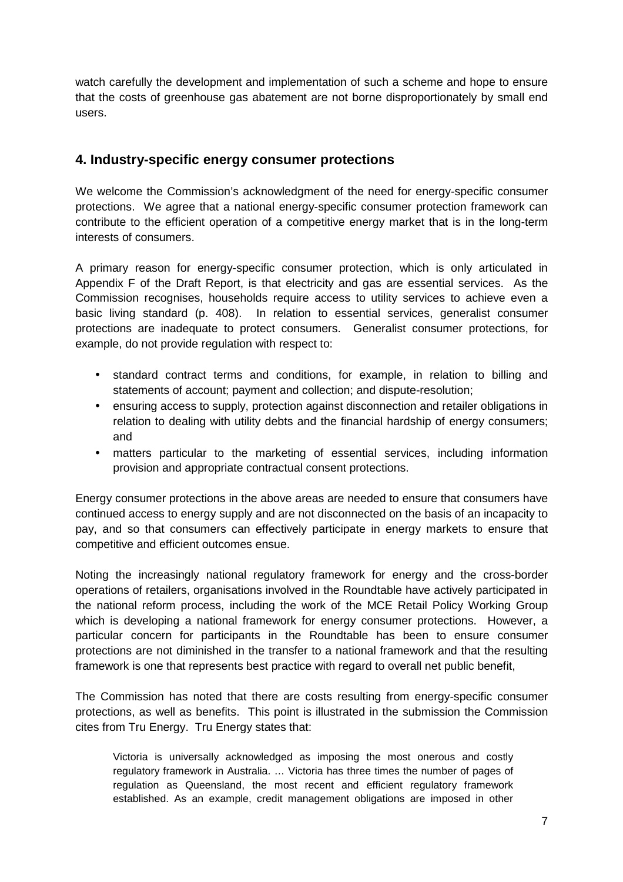watch carefully the development and implementation of such a scheme and hope to ensure that the costs of greenhouse gas abatement are not borne disproportionately by small end users.

## 4. Industry-specific energy consumer protections

We welcome the Commission's acknowledgment of the need for energy-specific consumer protections. We agree that a national energy-specific consumer protection framework can contribute to the efficient operation of a competitive energy market that is in the long-term interests of consumers.

A primary reason for energy-specific consumer protection, which is only articulated in Appendix F of the Draft Report, is that electricity and gas are essential services. As the Commission recognises, households require access to utility services to achieve even a basic living standard (p. 408). In relation to essential services, generalist consumer protections are inadequate to protect consumers. Generalist consumer protections, for example, do not provide regulation with respect to:

- standard contract terms and conditions, for example, in relation to billing and statements of account; payment and collection; and dispute-resolution;
- ensuring access to supply, protection against disconnection and retailer obligations in relation to dealing with utility debts and the financial hardship of energy consumers; and
- matters particular to the marketing of essential services, including information provision and appropriate contractual consent protections.

Energy consumer protections in the above areas are needed to ensure that consumers have continued access to energy supply and are not disconnected on the basis of an incapacity to pay, and so that consumers can effectively participate in energy markets to ensure that competitive and efficient outcomes ensue.

Noting the increasingly national regulatory framework for energy and the cross-border operations of retailers, organisations involved in the Roundtable have actively participated in the national reform process, including the work of the MCE Retail Policy Working Group which is developing a national framework for energy consumer protections. However, a particular concern for participants in the Roundtable has been to ensure consumer protections are not diminished in the transfer to a national framework and that the resulting framework is one that represents best practice with regard to overall net public benefit,

The Commission has noted that there are costs resulting from energy-specific consumer protections, as well as benefits. This point is illustrated in the submission the Commission cites from Tru Energy. Tru Energy states that:

> Victoria is universally acknowledged as imposing the most onerous and costly regulatory framework in Australia. … Victoria has three times the number of pages of regulation as Queensland, the most recent and efficient regulatory framework established. As an example, credit management obligations are imposed in other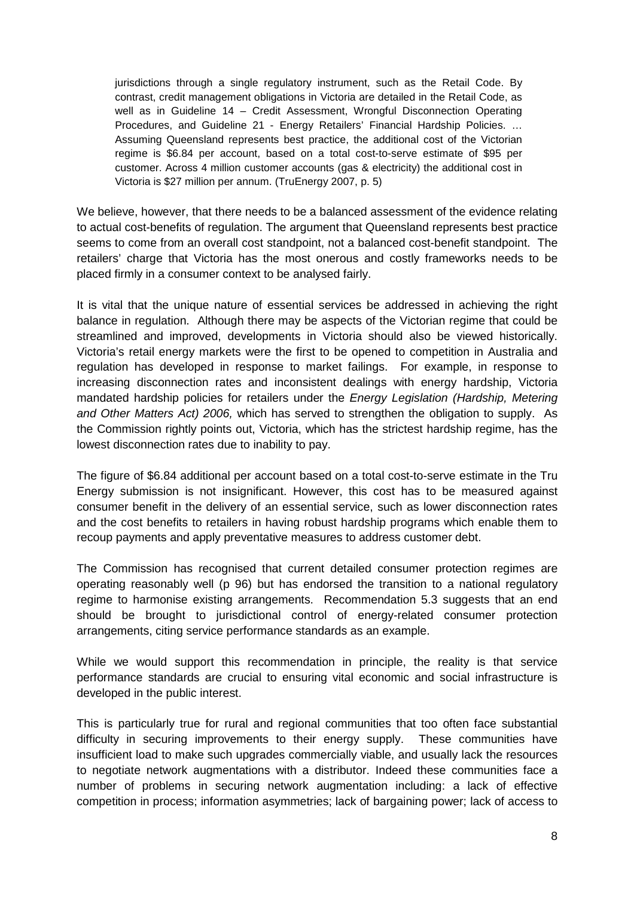> jurisdictions through a single regulatory instrument, such as the Retail Code. By contrast, credit management obligations in Victoria are detailed in the Retail Code, as well as in Guideline 14 – Credit Assessment, Wrongful Disconnection Operating Procedures, and Guideline 21 - Energy Retailers' Financial Hardship Policies. … Assuming Queensland represents best practice, the additional cost of the Victorian regime is $6.84 per account, based on a total cost-to-serve estimate of $95 per customer. Across 4 million customer accounts (gas & electricity) the additional cost in Victoria is $27 million per annum. (TruEnergy 2007, p. 5)

We believe, however, that there needs to be a balanced assessment of the evidence relating to actual cost-benefits of regulation. The argument that Queensland represents best practice seems to come from an overall cost standpoint, not a balanced cost-benefit standpoint. The retailers' charge that Victoria has the most onerous and costly frameworks needs to be placed firmly in a consumer context to be analysed fairly.

It is vital that the unique nature of essential services be addressed in achieving the right balance in regulation. Although there may be aspects of the Victorian regime that could be streamlined and improved, developments in Victoria should also be viewed historically. Victoria's retail energy markets were the first to be opened to competition in Australia and regulation has developed in response to market failings. For example, in response to increasing disconnection rates and inconsistent dealings with energy hardship, Victoria mandated hardship policies for retailers under the *Energy Legislation (Hardship, Metering and Other Matters Act) 2006,* which has served to strengthen the obligation to supply. As the Commission rightly points out, Victoria, which has the strictest hardship regime, has the lowest disconnection rates due to inability to pay.

The figure of $6.84 additional per account based on a total cost-to-serve estimate in the Tru Energy submission is not insignificant. However, this cost has to be measured against consumer benefit in the delivery of an essential service, such as lower disconnection rates and the cost benefits to retailers in having robust hardship programs which enable them to recoup payments and apply preventative measures to address customer debt.

The Commission has recognised that current detailed consumer protection regimes are operating reasonably well (p 96) but has endorsed the transition to a national regulatory regime to harmonise existing arrangements. Recommendation 5.3 suggests that an end should be brought to jurisdictional control of energy-related consumer protection arrangements, citing service performance standards as an example.

While we would support this recommendation in principle, the reality is that service performance standards are crucial to ensuring vital economic and social infrastructure is developed in the public interest.

This is particularly true for rural and regional communities that too often face substantial difficulty in securing improvements to their energy supply. These communities have insufficient load to make such upgrades commercially viable, and usually lack the resources to negotiate network augmentations with a distributor. Indeed these communities face a number of problems in securing network augmentation including: a lack of effective competition in process; information asymmetries; lack of bargaining power; lack of access to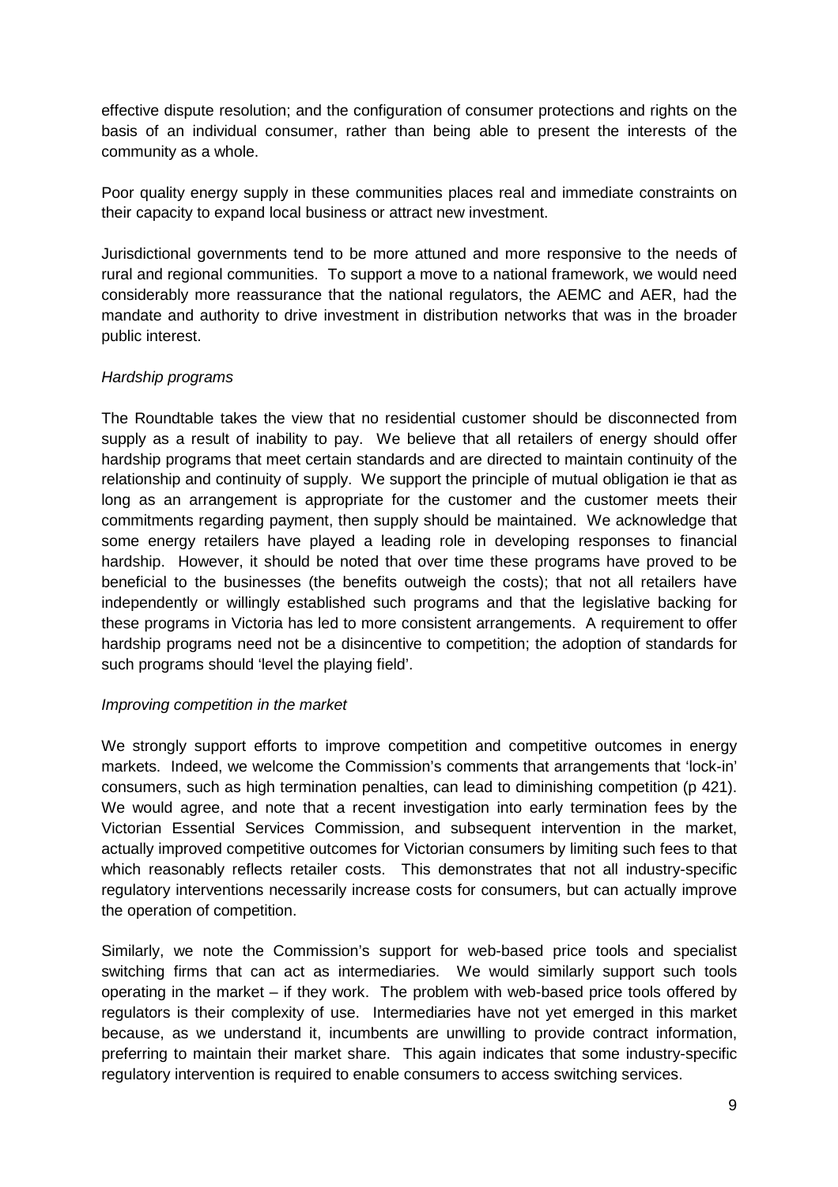effective dispute resolution; and the configuration of consumer protections and rights on the basis of an individual consumer, rather than being able to present the interests of the community as a whole.

Poor quality energy supply in these communities places real and immediate constraints on their capacity to expand local business or attract new investment.

Jurisdictional governments tend to be more attuned and more responsive to the needs of rural and regional communities. To support a move to a national framework, we would need considerably more reassurance that the national regulators, the AEMC and AER, had the mandate and authority to drive investment in distribution networks that was in the broader public interest.

*Hardship programs*

The Roundtable takes the view that no residential customer should be disconnected from supply as a result of inability to pay. We believe that all retailers of energy should offer hardship programs that meet certain standards and are directed to maintain continuity of the relationship and continuity of supply. We support the principle of mutual obligation ie that as long as an arrangement is appropriate for the customer and the customer meets their commitments regarding payment, then supply should be maintained. We acknowledge that some energy retailers have played a leading role in developing responses to financial hardship. However, it should be noted that over time these programs have proved to be beneficial to the businesses (the benefits outweigh the costs); that not all retailers have independently or willingly established such programs and that the legislative backing for these programs in Victoria has led to more consistent arrangements. A requirement to offer hardship programs need not be a disincentive to competition; the adoption of standards for such programs should 'level the playing field'.

*Improving competition in the market*

We strongly support efforts to improve competition and competitive outcomes in energy markets. Indeed, we welcome the Commission's comments that arrangements that 'lock-in' consumers, such as high termination penalties, can lead to diminishing competition (p 421). We would agree, and note that a recent investigation into early termination fees by the Victorian Essential Services Commission, and subsequent intervention in the market, actually improved competitive outcomes for Victorian consumers by limiting such fees to that which reasonably reflects retailer costs. This demonstrates that not all industry-specific regulatory interventions necessarily increase costs for consumers, but can actually improve the operation of competition.

Similarly, we note the Commission's support for web-based price tools and specialist switching firms that can act as intermediaries. We would similarly support such tools operating in the market – if they work. The problem with web-based price tools offered by regulators is their complexity of use. Intermediaries have not yet emerged in this market because, as we understand it, incumbents are unwilling to provide contract information, preferring to maintain their market share. This again indicates that some industry-specific regulatory intervention is required to enable consumers to access switching services.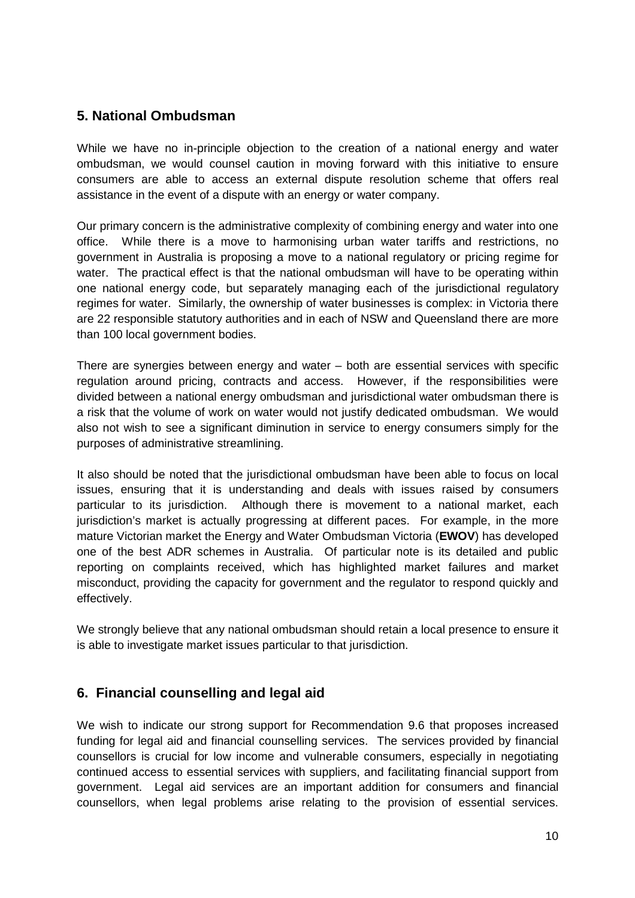## 5. National Ombudsman

While we have no in-principle objection to the creation of a national energy and water ombudsman, we would counsel caution in moving forward with this initiative to ensure consumers are able to access an external dispute resolution scheme that offers real assistance in the event of a dispute with an energy or water company.

Our primary concern is the administrative complexity of combining energy and water into one office. While there is a move to harmonising urban water tariffs and restrictions, no government in Australia is proposing a move to a national regulatory or pricing regime for water. The practical effect is that the national ombudsman will have to be operating within one national energy code, but separately managing each of the jurisdictional regulatory regimes for water. Similarly, the ownership of water businesses is complex: in Victoria there are 22 responsible statutory authorities and in each of NSW and Queensland there are more than 100 local government bodies.

There are synergies between energy and water – both are essential services with specific regulation around pricing, contracts and access. However, if the responsibilities were divided between a national energy ombudsman and jurisdictional water ombudsman there is a risk that the volume of work on water would not justify dedicated ombudsman. We would also not wish to see a significant diminution in service to energy consumers simply for the purposes of administrative streamlining.

It also should be noted that the jurisdictional ombudsman have been able to focus on local issues, ensuring that it is understanding and deals with issues raised by consumers particular to its jurisdiction. Although there is movement to a national market, each jurisdiction's market is actually progressing at different paces. For example, in the more mature Victorian market the Energy and Water Ombudsman Victoria (**EWOV**) has developed one of the best ADR schemes in Australia. Of particular note is its detailed and public reporting on complaints received, which has highlighted market failures and market misconduct, providing the capacity for government and the regulator to respond quickly and effectively.

We strongly believe that any national ombudsman should retain a local presence to ensure it is able to investigate market issues particular to that jurisdiction.

## 6. Financial counselling and legal aid

We wish to indicate our strong support for Recommendation 9.6 that proposes increased funding for legal aid and financial counselling services. The services provided by financial counsellors is crucial for low income and vulnerable consumers, especially in negotiating continued access to essential services with suppliers, and facilitating financial support from government. Legal aid services are an important addition for consumers and financial counsellors, when legal problems arise relating to the provision of essential services.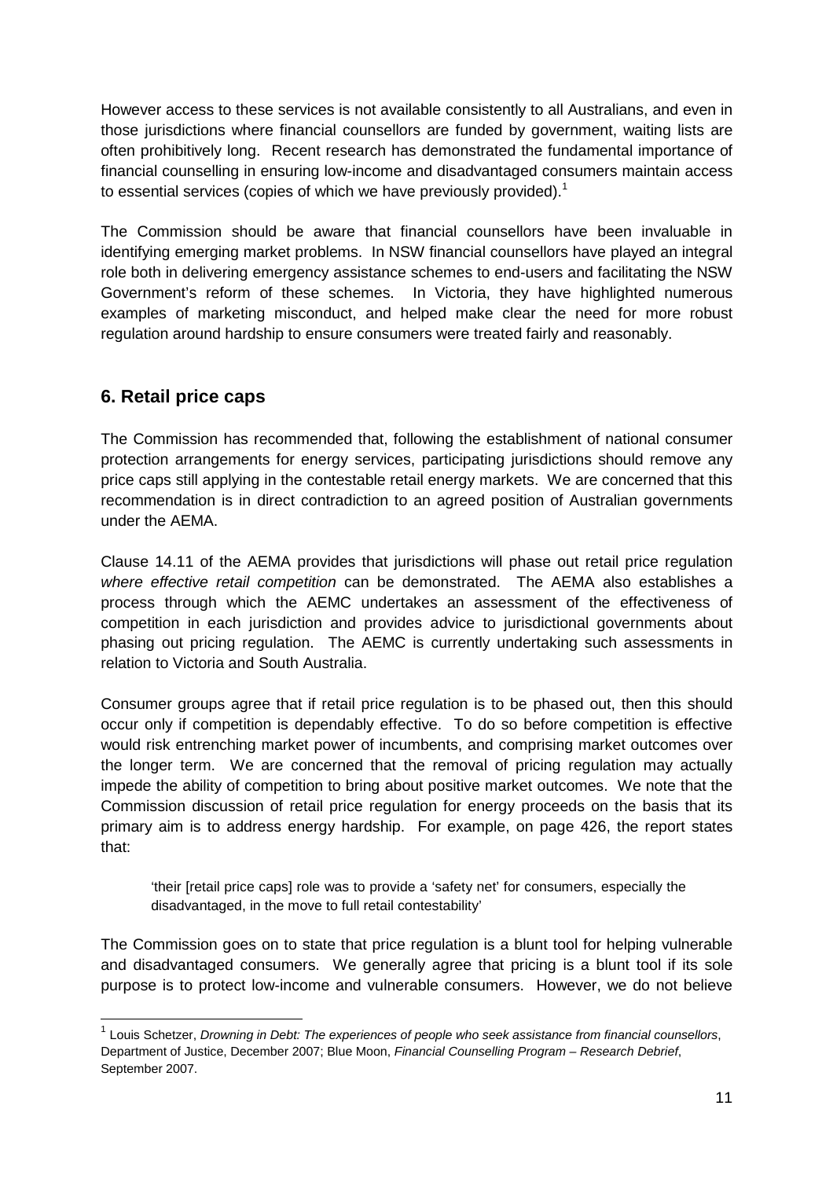However access to these services is not available consistently to all Australians, and even in those jurisdictions where financial counsellors are funded by government, waiting lists are often prohibitively long. Recent research has demonstrated the fundamental importance of financial counselling in ensuring low-income and disadvantaged consumers maintain access to essential services (copies of which we have previously provided).[1]

The Commission should be aware that financial counsellors have been invaluable in identifying emerging market problems. In NSW financial counsellors have played an integral role both in delivering emergency assistance schemes to end-users and facilitating the NSW Government's reform of these schemes. In Victoria, they have highlighted numerous examples of marketing misconduct, and helped make clear the need for more robust regulation around hardship to ensure consumers were treated fairly and reasonably.

## 6. Retail price caps

The Commission has recommended that, following the establishment of national consumer protection arrangements for energy services, participating jurisdictions should remove any price caps still applying in the contestable retail energy markets. We are concerned that this recommendation is in direct contradiction to an agreed position of Australian governments under the AEMA.

Clause 14.11 of the AEMA provides that jurisdictions will phase out retail price regulation *where effective retail competition* can be demonstrated. The AEMA also establishes a process through which the AEMC undertakes an assessment of the effectiveness of competition in each jurisdiction and provides advice to jurisdictional governments about phasing out pricing regulation. The AEMC is currently undertaking such assessments in relation to Victoria and South Australia.

Consumer groups agree that if retail price regulation is to be phased out, then this should occur only if competition is dependably effective. To do so before competition is effective would risk entrenching market power of incumbents, and comprising market outcomes over the longer term. We are concerned that the removal of pricing regulation may actually impede the ability of competition to bring about positive market outcomes. We note that the Commission discussion of retail price regulation for energy proceeds on the basis that its primary aim is to address energy hardship. For example, on page 426, the report states that:

> 'their [retail price caps] role was to provide a 'safety net' for consumers, especially the disadvantaged, in the move to full retail contestability'

The Commission goes on to state that price regulation is a blunt tool for helping vulnerable and disadvantaged consumers. We generally agree that pricing is a blunt tool if its sole purpose is to protect low-income and vulnerable consumers. However, we do not believe

---

[1] Louis Schetzer, *Drowning in Debt: The experiences of people who seek assistance from financial counsellors*, Department of Justice, December 2007; Blue Moon, *Financial Counselling Program – Research Debrief*, September 2007.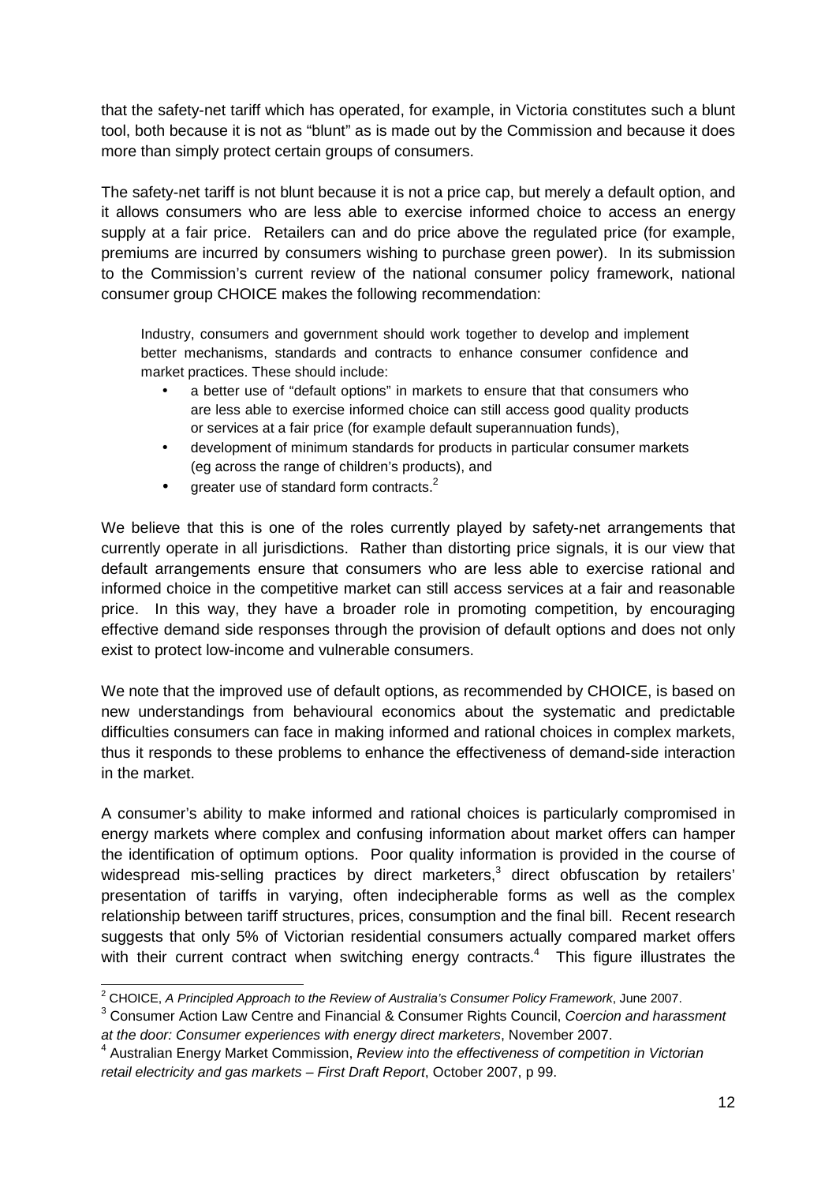that the safety-net tariff which has operated, for example, in Victoria constitutes such a blunt tool, both because it is not as "blunt" as is made out by the Commission and because it does more than simply protect certain groups of consumers.

The safety-net tariff is not blunt because it is not a price cap, but merely a default option, and it allows consumers who are less able to exercise informed choice to access an energy supply at a fair price. Retailers can and do price above the regulated price (for example, premiums are incurred by consumers wishing to purchase green power). In its submission to the Commission's current review of the national consumer policy framework, national consumer group CHOICE makes the following recommendation:

> Industry, consumers and government should work together to develop and implement better mechanisms, standards and contracts to enhance consumer confidence and market practices. These should include:
>
> - a better use of "default options" in markets to ensure that that consumers who are less able to exercise informed choice can still access good quality products or services at a fair price (for example default superannuation funds),
> - development of minimum standards for products in particular consumer markets (eg across the range of children's products), and
> - greater use of standard form contracts.[2]

We believe that this is one of the roles currently played by safety-net arrangements that currently operate in all jurisdictions. Rather than distorting price signals, it is our view that default arrangements ensure that consumers who are less able to exercise rational and informed choice in the competitive market can still access services at a fair and reasonable price. In this way, they have a broader role in promoting competition, by encouraging effective demand side responses through the provision of default options and does not only exist to protect low-income and vulnerable consumers.

We note that the improved use of default options, as recommended by CHOICE, is based on new understandings from behavioural economics about the systematic and predictable difficulties consumers can face in making informed and rational choices in complex markets, thus it responds to these problems to enhance the effectiveness of demand-side interaction in the market.

A consumer's ability to make informed and rational choices is particularly compromised in energy markets where complex and confusing information about market offers can hamper the identification of optimum options. Poor quality information is provided in the course of widespread mis-selling practices by direct marketers,[3] direct obfuscation by retailers' presentation of tariffs in varying, often indecipherable forms as well as the complex relationship between tariff structures, prices, consumption and the final bill. Recent research suggests that only 5% of Victorian residential consumers actually compared market offers with their current contract when switching energy contracts.[4] This figure illustrates the

---

[2] CHOICE, *A Principled Approach to the Review of Australia's Consumer Policy Framework*, June 2007.

[3] Consumer Action Law Centre and Financial & Consumer Rights Council, *Coercion and harassment at the door: Consumer experiences with energy direct marketers*, November 2007.

[4] Australian Energy Market Commission, *Review into the effectiveness of competition in Victorian retail electricity and gas markets – First Draft Report*, October 2007, p 99.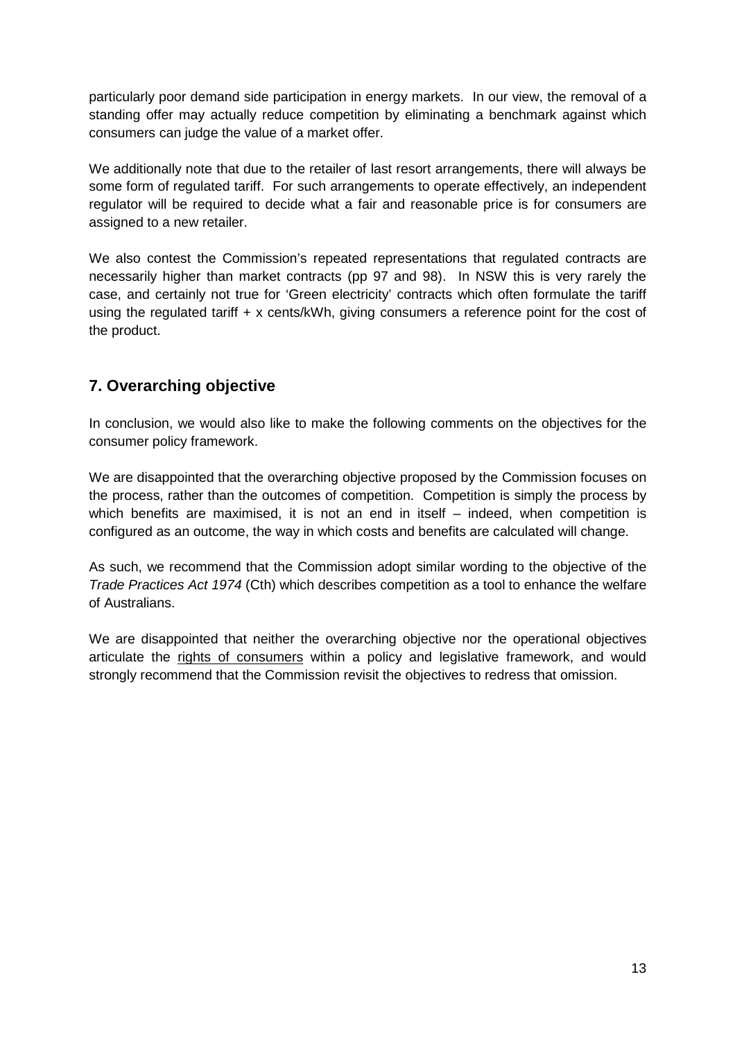particularly poor demand side participation in energy markets. In our view, the removal of a standing offer may actually reduce competition by eliminating a benchmark against which consumers can judge the value of a market offer.

We additionally note that due to the retailer of last resort arrangements, there will always be some form of regulated tariff. For such arrangements to operate effectively, an independent regulator will be required to decide what a fair and reasonable price is for consumers are assigned to a new retailer.

We also contest the Commission's repeated representations that regulated contracts are necessarily higher than market contracts (pp 97 and 98). In NSW this is very rarely the case, and certainly not true for 'Green electricity' contracts which often formulate the tariff using the regulated tariff + x cents/kWh, giving consumers a reference point for the cost of the product.

## 7. Overarching objective

In conclusion, we would also like to make the following comments on the objectives for the consumer policy framework.

We are disappointed that the overarching objective proposed by the Commission focuses on the process, rather than the outcomes of competition. Competition is simply the process by which benefits are maximised, it is not an end in itself – indeed, when competition is configured as an outcome, the way in which costs and benefits are calculated will change.

As such, we recommend that the Commission adopt similar wording to the objective of the *Trade Practices Act 1974* (Cth) which describes competition as a tool to enhance the welfare of Australians.

We are disappointed that neither the overarching objective nor the operational objectives articulate the rights of consumers within a policy and legislative framework, and would strongly recommend that the Commission revisit the objectives to redress that omission.